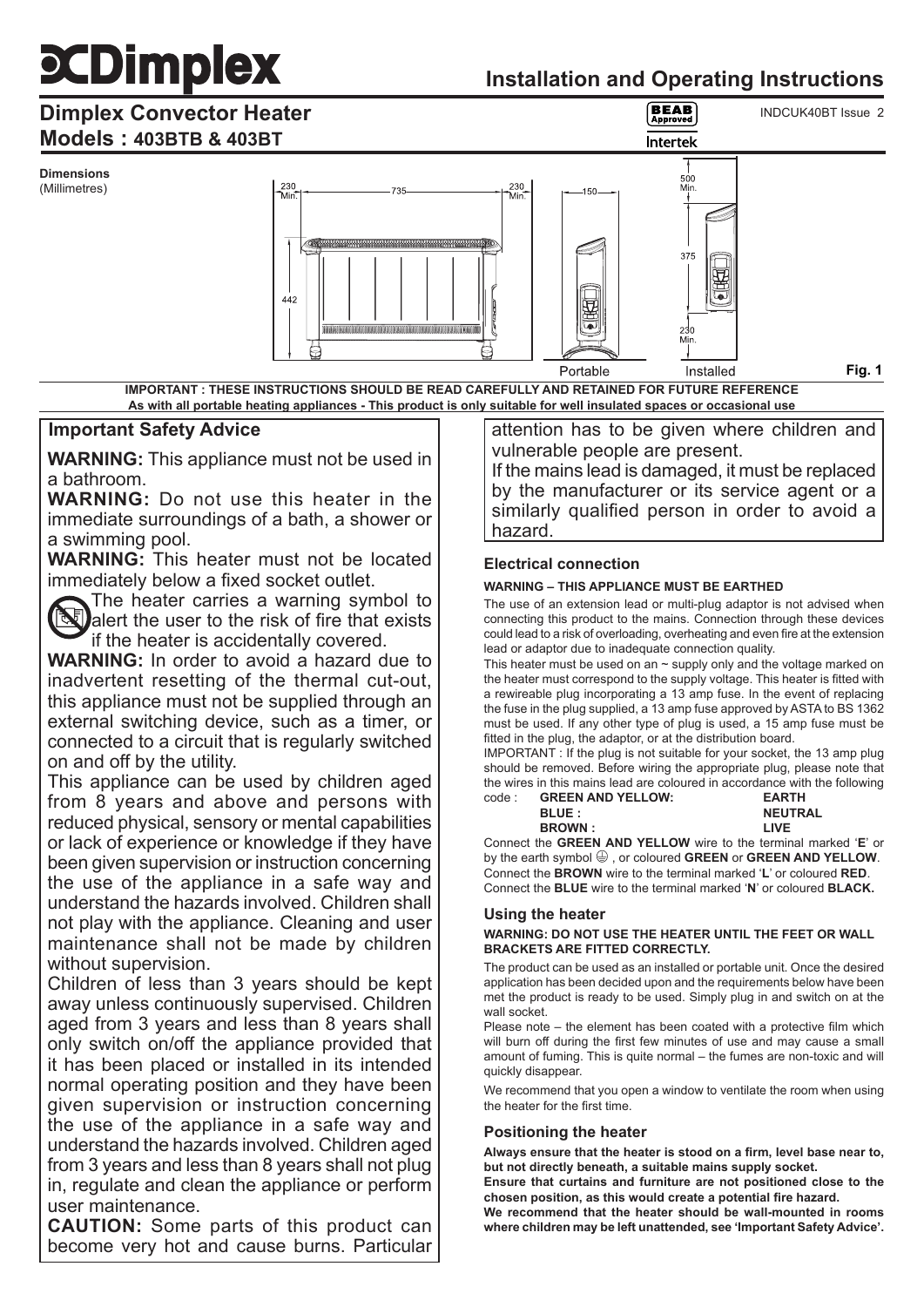# Dimplex

## Installation and Operating Instructions

## Dimplex Convector Heater
## Models : 403BTB & 403BT

BEAB Approved

Intertek

INDCUK40BT Issue 2

**Dimensions**
(Millimetres)

230 Min.
735
230 Min.
442
150
500 Min.
375
230 Min.
Portable
Installed

**Fig. 1**

**IMPORTANT : THESE INSTRUCTIONS SHOULD BE READ CAREFULLY AND RETAINED FOR FUTURE REFERENCE**
**As with all portable heating appliances - This product is only suitable for well insulated spaces or occasional use**

### Important Safety Advice

**WARNING:** This appliance must not be used in a bathroom.

**WARNING:** Do not use this heater in the immediate surroundings of a bath, a shower or a swimming pool.

**WARNING:** This heater must not be located immediately below a fixed socket outlet.

The heater carries a warning symbol to alert the user to the risk of fire that exists if the heater is accidentally covered.

**WARNING:** In order to avoid a hazard due to inadvertent resetting of the thermal cut-out, this appliance must not be supplied through an external switching device, such as a timer, or connected to a circuit that is regularly switched on and off by the utility.

This appliance can be used by children aged from 8 years and above and persons with reduced physical, sensory or mental capabilities or lack of experience or knowledge if they have been given supervision or instruction concerning the use of the appliance in a safe way and understand the hazards involved. Children shall not play with the appliance. Cleaning and user maintenance shall not be made by children without supervision.

Children of less than 3 years should be kept away unless continuously supervised. Children aged from 3 years and less than 8 years shall only switch on/off the appliance provided that it has been placed or installed in its intended normal operating position and they have been given supervision or instruction concerning the use of the appliance in a safe way and understand the hazards involved. Children aged from 3 years and less than 8 years shall not plug in, regulate and clean the appliance or perform user maintenance.

**CAUTION:** Some parts of this product can become very hot and cause burns. Particular attention has to be given where children and vulnerable people are present.

If the mains lead is damaged, it must be replaced by the manufacturer or its service agent or a similarly qualified person in order to avoid a hazard.

### Electrical connection

**WARNING – THIS APPLIANCE MUST BE EARTHED**

The use of an extension lead or multi-plug adaptor is not advised when connecting this product to the mains. Connection through these devices could lead to a risk of overloading, overheating and even fire at the extension lead or adaptor due to inadequate connection quality.

This heater must be used on an ~ supply only and the voltage marked on the heater must correspond to the supply voltage. This heater is fitted with a rewireable plug incorporating a 13 amp fuse. In the event of replacing the fuse in the plug supplied, a 13 amp fuse approved by ASTA to BS 1362 must be used. If any other type of plug is used, a 15 amp fuse must be fitted in the plug, the adaptor, or at the distribution board.

IMPORTANT : If the plug is not suitable for your socket, the 13 amp plug should be removed. Before wiring the appropriate plug, please note that the wires in this mains lead are coloured in accordance with the following code :

| | |
|---|---|
| **GREEN AND YELLOW:** | **EARTH** |
| **BLUE :** | **NEUTRAL** |
| **BROWN :** | **LIVE** |

Connect the **GREEN AND YELLOW** wire to the terminal marked '**E**' or by the earth symbol ⏚ , or coloured **GREEN** or **GREEN AND YELLOW**.
Connect the **BROWN** wire to the terminal marked '**L**' or coloured **RED**.
Connect the **BLUE** wire to the terminal marked '**N**' or coloured **BLACK.**

### Using the heater

**WARNING: DO NOT USE THE HEATER UNTIL THE FEET OR WALL BRACKETS ARE FITTED CORRECTLY.**

The product can be used as an installed or portable unit. Once the desired application has been decided upon and the requirements below have been met the product is ready to be used. Simply plug in and switch on at the wall socket.

Please note – the element has been coated with a protective film which will burn off during the first few minutes of use and may cause a small amount of fuming. This is quite normal – the fumes are non-toxic and will quickly disappear.

We recommend that you open a window to ventilate the room when using the heater for the first time.

### Positioning the heater

**Always ensure that the heater is stood on a firm, level base near to, but not directly beneath, a suitable mains supply socket.**

**Ensure that curtains and furniture are not positioned close to the chosen position, as this would create a potential fire hazard.**

**We recommend that the heater should be wall-mounted in rooms where children may be left unattended, see 'Important Safety Advice'.**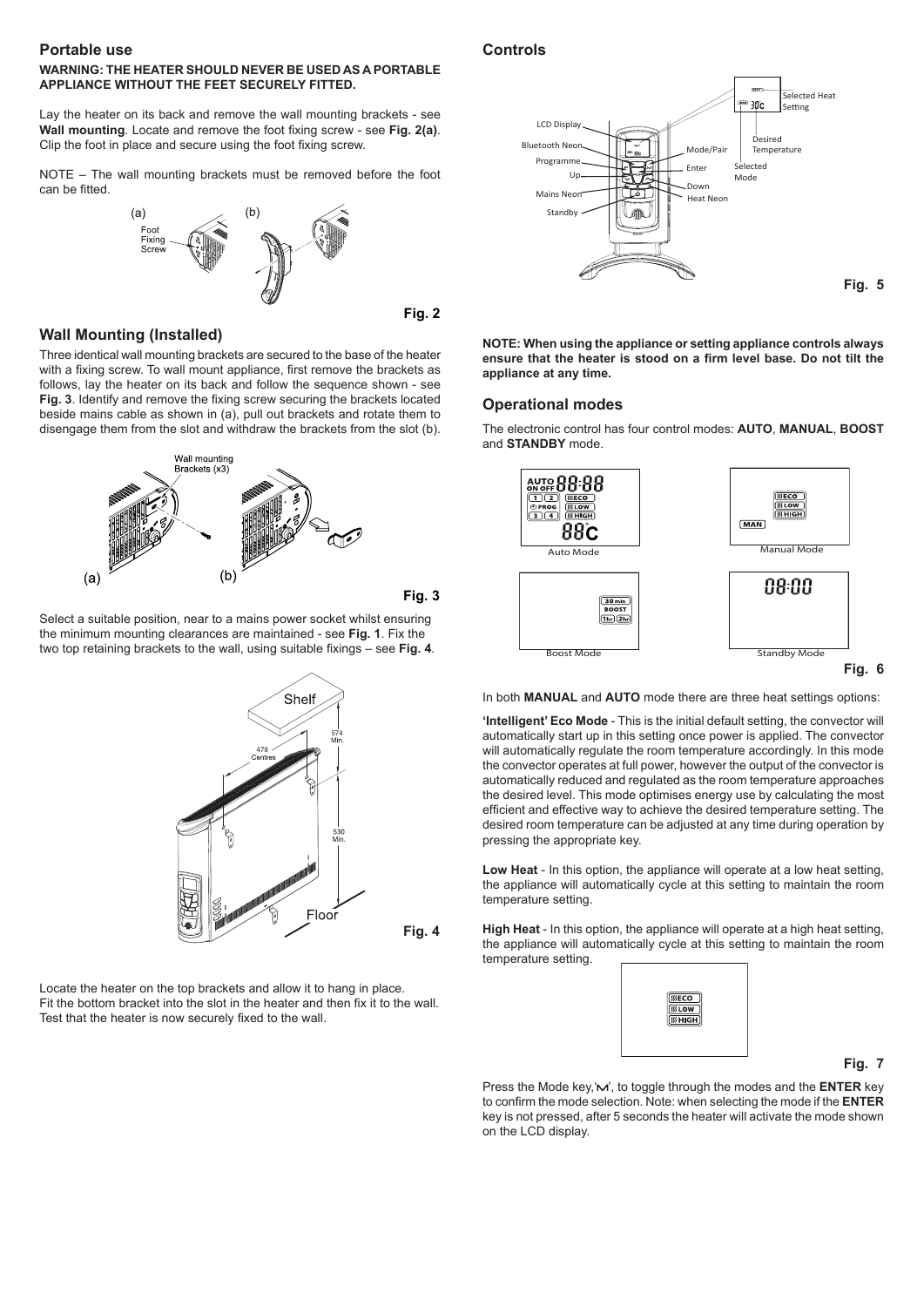## Portable use

**WARNING: THE HEATER SHOULD NEVER BE USED AS A PORTABLE APPLIANCE WITHOUT THE FEET SECURELY FITTED.**

Lay the heater on its back and remove the wall mounting brackets - see **Wall mounting**. Locate and remove the foot fixing screw - see **Fig. 2(a)**. Clip the foot in place and secure using the foot fixing screw.

NOTE – The wall mounting brackets must be removed before the foot can be fitted.

(a) Foot Fixing Screw

(b)

**Fig. 2**

## Wall Mounting (Installed)

Three identical wall mounting brackets are secured to the base of the heater with a fixing screw. To wall mount appliance, first remove the brackets as follows, lay the heater on its back and follow the sequence shown - see **Fig. 3**. Identify and remove the fixing screw securing the brackets located beside mains cable as shown in (a), pull out brackets and rotate them to disengage them from the slot and withdraw the brackets from the slot (b).

Wall mounting Brackets (x3)

(a) (b)

**Fig. 3**

Select a suitable position, near to a mains power socket whilst ensuring the minimum mounting clearances are maintained - see **Fig. 1**. Fix the two top retaining brackets to the wall, using suitable fixings – see **Fig. 4**.

Shelf

574 Min.

478 Centres

530 Min.

Floor

**Fig. 4**

Locate the heater on the top brackets and allow it to hang in place.
Fit the bottom bracket into the slot in the heater and then fix it to the wall.
Test that the heater is now securely fixed to the wall.

## Controls

LCD Display

Bluetooth Neon

Programme

Up

Mains Neon

Standby

Mode/Pair

Enter

Down

Heat Neon

Selected Heat Setting

Desired Temperature

Selected Mode

**Fig. 5**

**NOTE: When using the appliance or setting appliance controls always ensure that the heater is stood on a firm level base. Do not tilt the appliance at any time.**

## Operational modes

The electronic control has four control modes: **AUTO**, **MANUAL**, **BOOST** and **STANDBY** mode.

Auto Mode

Manual Mode

Boost Mode

Standby Mode

**Fig. 6**

In both **MANUAL** and **AUTO** mode there are three heat settings options:

**'Intelligent' Eco Mode** - This is the initial default setting, the convector will automatically start up in this setting once power is applied. The convector will automatically regulate the room temperature accordingly. In this mode the convector operates at full power, however the output of the convector is automatically reduced and regulated as the room temperature approaches the desired level. This mode optimises energy use by calculating the most efficient and effective way to achieve the desired temperature setting. The desired room temperature can be adjusted at any time during operation by pressing the appropriate key.

**Low Heat** - In this option, the appliance will operate at a low heat setting, the appliance will automatically cycle at this setting to maintain the room temperature setting.

**High Heat** - In this option, the appliance will operate at a high heat setting, the appliance will automatically cycle at this setting to maintain the room temperature setting.

**Fig. 7**

Press the Mode key,'M', to toggle through the modes and the **ENTER** key to confirm the mode selection. Note: when selecting the mode if the **ENTER** key is not pressed, after 5 seconds the heater will activate the mode shown on the LCD display.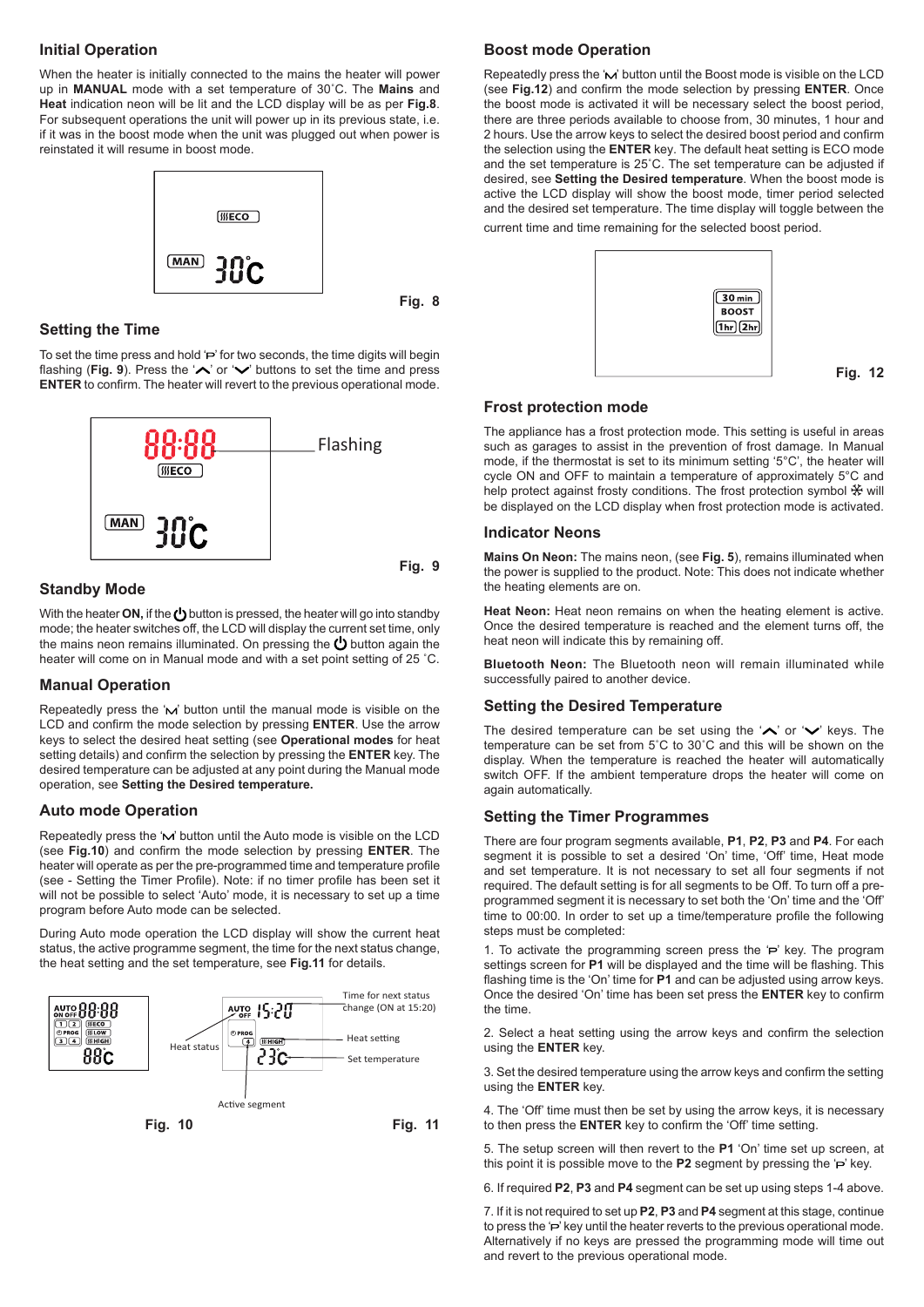## Initial Operation

When the heater is initially connected to the mains the heater will power up in **MANUAL** mode with a set temperature of 30˚C. The **Mains** and **Heat** indication neon will be lit and the LCD display will be as per **Fig.8**. For subsequent operations the unit will power up in its previous state, i.e. if it was in the boost mode when the unit was plugged out when power is reinstated it will resume in boost mode.

ECO
MAN 30°C

**Fig. 8**

## Setting the Time

To set the time press and hold '⊐' for two seconds, the time digits will begin flashing (**Fig. 9**). Press the '⌃' or '⌄' buttons to set the time and press **ENTER** to confirm. The heater will revert to the previous operational mode.

88:88 Flashing
ECO
MAN 30°C

**Fig. 9**

## Standby Mode

With the heater **ON,** if the ⏻ button is pressed, the heater will go into standby mode; the heater switches off, the LCD will display the current set time, only the mains neon remains illuminated. On pressing the ⏻ button again the heater will come on in Manual mode and with a set point setting of 25 ˚C.

## Manual Operation

Repeatedly press the 'M' button until the manual mode is visible on the LCD and confirm the mode selection by pressing **ENTER**. Use the arrow keys to select the desired heat setting (see **Operational modes** for heat setting details) and confirm the selection by pressing the **ENTER** key. The desired temperature can be adjusted at any point during the Manual mode operation, see **Setting the Desired temperature.**

## Auto mode Operation

Repeatedly press the 'M' button until the Auto mode is visible on the LCD (see **Fig.10**) and confirm the mode selection by pressing **ENTER**. The heater will operate as per the pre-programmed time and temperature profile (see - Setting the Timer Profile). Note: if no timer profile has been set it will not be possible to select 'Auto' mode, it is necessary to set up a time program before Auto mode can be selected.

During Auto mode operation the LCD display will show the current heat status, the active programme segment, the time for the next status change, the heat setting and the set temperature, see **Fig.11** for details.

AUTO ON OFF 88:88
1 2 ECO
PROG LOW
3 4 HIGH
88C

AUTO OFF 15:20
PROG
4 HIGH
23C

Time for next status change (ON at 15:20)
Heat status
Heat setting
Set temperature
Active segment

**Fig. 10** **Fig. 11**

## Boost mode Operation

Repeatedly press the 'M' button until the Boost mode is visible on the LCD (see **Fig.12**) and confirm the mode selection by pressing **ENTER**. Once the boost mode is activated it will be necessary select the boost period, there are three periods available to choose from, 30 minutes, 1 hour and 2 hours. Use the arrow keys to select the desired boost period and confirm the selection using the **ENTER** key. The default heat setting is ECO mode and the set temperature is 25˚C. The set temperature can be adjusted if desired, see **Setting the Desired temperature**. When the boost mode is active the LCD display will show the boost mode, timer period selected and the desired set temperature. The time display will toggle between the current time and time remaining for the selected boost period.

30 min
BOOST
1hr 2hr

**Fig. 12**

## Frost protection mode

The appliance has a frost protection mode. This setting is useful in areas such as garages to assist in the prevention of frost damage. In Manual mode, if the thermostat is set to its minimum setting '5°C', the heater will cycle ON and OFF to maintain a temperature of approximately 5°C and help protect against frosty conditions. The frost protection symbol ❄ will be displayed on the LCD display when frost protection mode is activated.

## Indicator Neons

**Mains On Neon:** The mains neon, (see **Fig. 5**), remains illuminated when the power is supplied to the product. Note: This does not indicate whether the heating elements are on.

**Heat Neon:** Heat neon remains on when the heating element is active. Once the desired temperature is reached and the element turns off, the heat neon will indicate this by remaining off.

**Bluetooth Neon:** The Bluetooth neon will remain illuminated while successfully paired to another device.

## Setting the Desired Temperature

The desired temperature can be set using the '⌃' or '⌄' keys. The temperature can be set from 5˚C to 30˚C and this will be shown on the display. When the temperature is reached the heater will automatically switch OFF. If the ambient temperature drops the heater will come on again automatically.

## Setting the Timer Programmes

There are four program segments available, **P1**, **P2**, **P3** and **P4**. For each segment it is possible to set a desired 'On' time, 'Off' time, Heat mode and set temperature. It is not necessary to set all four segments if not required. The default setting is for all segments to be Off. To turn off a pre-programmed segment it is necessary to set both the 'On' time and the 'Off' time to 00:00. In order to set up a time/temperature profile the following steps must be completed:

1. To activate the programming screen press the '⊐' key. The program settings screen for **P1** will be displayed and the time will be flashing. This flashing time is the 'On' time for **P1** and can be adjusted using arrow keys. Once the desired 'On' time has been set press the **ENTER** key to confirm the time.

2. Select a heat setting using the arrow keys and confirm the selection using the **ENTER** key.

3. Set the desired temperature using the arrow keys and confirm the setting using the **ENTER** key.

4. The 'Off' time must then be set by using the arrow keys, it is necessary to then press the **ENTER** key to confirm the 'Off' time setting.

5. The setup screen will then revert to the **P1** 'On' time set up screen, at this point it is possible move to the **P2** segment by pressing the '⊐' key.

6. If required **P2**, **P3** and **P4** segment can be set up using steps 1-4 above.

7. If it is not required to set up **P2**, **P3** and **P4** segment at this stage, continue to press the '⊐' key until the heater reverts to the previous operational mode. Alternatively if no keys are pressed the programming mode will time out and revert to the previous operational mode.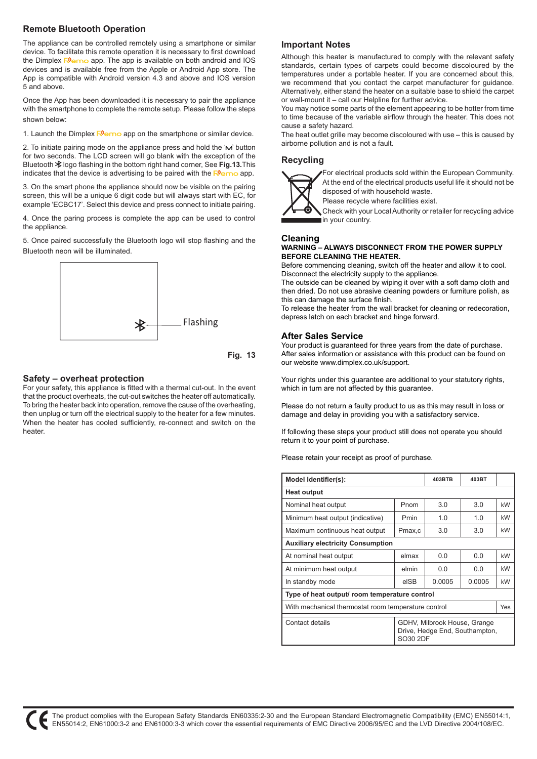## Remote Bluetooth Operation

The appliance can be controlled remotely using a smartphone or similar device. To facilitate this remote operation it is necessary to first download the Dimplex Remo app. The app is available on both android and IOS devices and is available free from the Apple or Android App store. The App is compatible with Android version 4.3 and above and IOS version 5 and above.

Once the App has been downloaded it is necessary to pair the appliance with the smartphone to complete the remote setup. Please follow the steps shown below:

1. Launch the Dimplex Remo app on the smartphone or similar device.

2. To initiate pairing mode on the appliance press and hold the 'M' button for two seconds. The LCD screen will go blank with the exception of the Bluetooth logo flashing in the bottom right hand corner, See **Fig.13.** This indicates that the device is advertising to be paired with the Remo app.

3. On the smart phone the appliance should now be visible on the pairing screen, this will be a unique 6 digit code but will always start with EC, for example 'ECBC17'. Select this device and press connect to initiate pairing.

4. Once the paring process is complete the app can be used to control the appliance.

5. Once paired successfully the Bluetooth logo will stop flashing and the Bluetooth neon will be illuminated.

Flashing

**Fig. 13**

## Safety – overheat protection

For your safety, this appliance is fitted with a thermal cut-out. In the event that the product overheats, the cut-out switches the heater off automatically. To bring the heater back into operation, remove the cause of the overheating, then unplug or turn off the electrical supply to the heater for a few minutes. When the heater has cooled sufficiently, re-connect and switch on the heater.

## Important Notes

Although this heater is manufactured to comply with the relevant safety standards, certain types of carpets could become discoloured by the temperatures under a portable heater. If you are concerned about this, we recommend that you contact the carpet manufacturer for guidance. Alternatively, either stand the heater on a suitable base to shield the carpet or wall-mount it – call our Helpline for further advice.
You may notice some parts of the element appearing to be hotter from time to time because of the variable airflow through the heater. This does not cause a safety hazard.
The heat outlet grille may become discoloured with use – this is caused by airborne pollution and is not a fault.

## Recycling

For electrical products sold within the European Community. At the end of the electrical products useful life it should not be disposed of with household waste.
Please recycle where facilities exist.
Check with your Local Authority or retailer for recycling advice in your country.

## Cleaning

**WARNING – ALWAYS DISCONNECT FROM THE POWER SUPPLY BEFORE CLEANING THE HEATER.**
Before commencing cleaning, switch off the heater and allow it to cool. Disconnect the electricity supply to the appliance.
The outside can be cleaned by wiping it over with a soft damp cloth and then dried. Do not use abrasive cleaning powders or furniture polish, as this can damage the surface finish.
To release the heater from the wall bracket for cleaning or redecoration, depress latch on each bracket and hinge forward.

## After Sales Service

Your product is guaranteed for three years from the date of purchase. After sales information or assistance with this product can be found on our website www.dimplex.co.uk/support.

Your rights under this guarantee are additional to your statutory rights, which in turn are not affected by this guarantee.

Please do not return a faulty product to us as this may result in loss or damage and delay in providing you with a satisfactory service.

If following these steps your product still does not operate you should return it to your point of purchase.

Please retain your receipt as proof of purchase.

| **Model Identifier(s):** | | **403BTB** | **403BT** | |
|---|---|---|---|---|
| **Heat output** | | | | |
| Nominal heat output | Pnom | 3.0 | 3.0 | kW |
| Minimum heat output (indicative) | Pmin | 1.0 | 1.0 | kW |
| Maximum continuous heat output | Pmax,c | 3.0 | 3.0 | kW |
| **Auxiliary electricity Consumption** | | | | |
| At nominal heat output | elmax | 0.0 | 0.0 | kW |
| At minimum heat output | elmin | 0.0 | 0.0 | kW |
| In standby mode | elSB | 0.0005 | 0.0005 | kW |
| **Type of heat output/ room temperature control** | | | | |
| With mechanical thermostat room temperature control | | | | Yes |
| Contact details | GDHV, Milbrook House, Grange Drive, Hedge End, Southampton, SO30 2DF | | | |

The product complies with the European Safety Standards EN60335:2-30 and the European Standard Electromagnetic Compatibility (EMC) EN55014:1, EN55014:2, EN61000:3-2 and EN61000:3-3 which cover the essential requirements of EMC Directive 2006/95/EC and the LVD Directive 2004/108/EC.